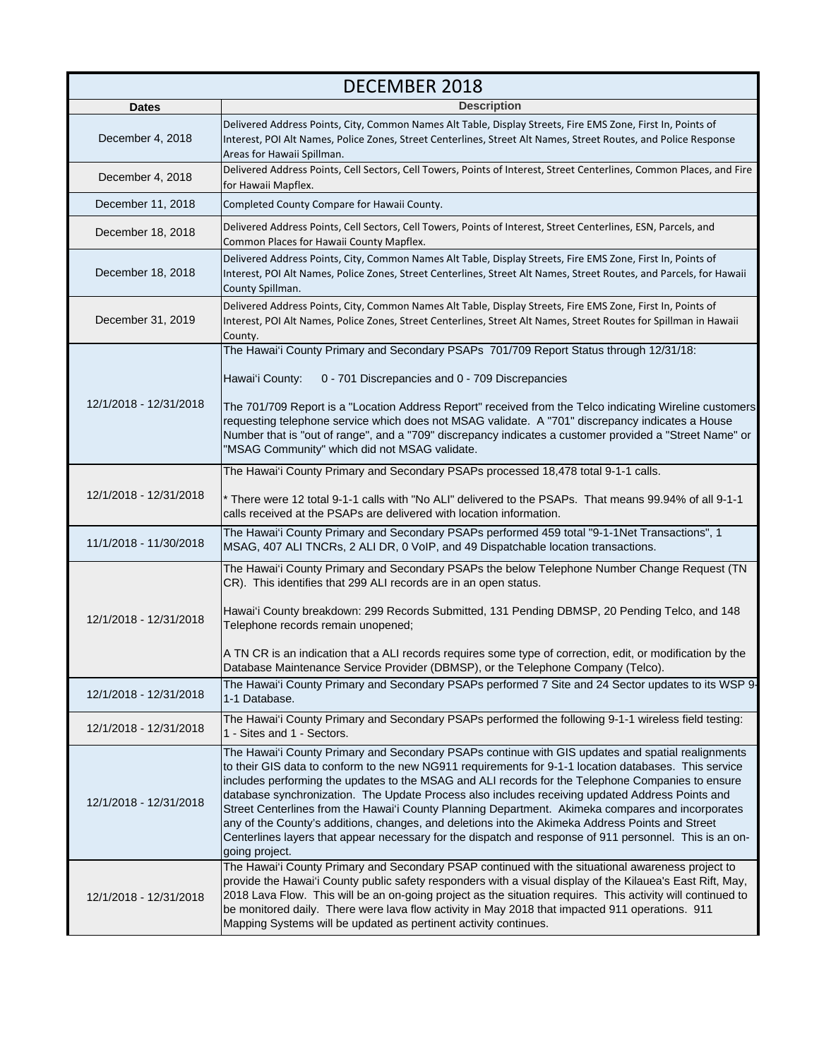| DECEMBER 2018 | |
|---|---|
| **Dates** | **Description** |
| December 4, 2018 | Delivered Address Points, City, Common Names Alt Table, Display Streets, Fire EMS Zone, First In, Points of Interest, POI Alt Names, Police Zones, Street Centerlines, Street Alt Names, Street Routes, and Police Response Areas for Hawaii Spillman. |
| December 4, 2018 | Delivered Address Points, Cell Sectors, Cell Towers, Points of Interest, Street Centerlines, Common Places, and Fire for Hawaii Mapflex. |
| December 11, 2018 | Completed County Compare for Hawaii County. |
| December 18, 2018 | Delivered Address Points, Cell Sectors, Cell Towers, Points of Interest, Street Centerlines, ESN, Parcels, and Common Places for Hawaii County Mapflex. |
| December 18, 2018 | Delivered Address Points, City, Common Names Alt Table, Display Streets, Fire EMS Zone, First In, Points of Interest, POI Alt Names, Police Zones, Street Centerlines, Street Alt Names, Street Routes, and Parcels, for Hawaii County Spillman. |
| December 31, 2019 | Delivered Address Points, City, Common Names Alt Table, Display Streets, Fire EMS Zone, First In, Points of Interest, POI Alt Names, Police Zones, Street Centerlines, Street Alt Names, Street Routes for Spillman in Hawaii County. |
| 12/1/2018 - 12/31/2018 | The Hawai'i County Primary and Secondary PSAPs 701/709 Report Status through 12/31/18:<br><br>Hawai'i County: 0 - 701 Discrepancies and 0 - 709 Discrepancies<br><br>The 701/709 Report is a "Location Address Report" received from the Telco indicating Wireline customers requesting telephone service which does not MSAG validate. A "701" discrepancy indicates a House Number that is "out of range", and a "709" discrepancy indicates a customer provided a "Street Name" or "MSAG Community" which did not MSAG validate. |
| 12/1/2018 - 12/31/2018 | The Hawai'i County Primary and Secondary PSAPs processed 18,478 total 9-1-1 calls.<br><br>* There were 12 total 9-1-1 calls with "No ALI" delivered to the PSAPs. That means 99.94% of all 9-1-1 calls received at the PSAPs are delivered with location information. |
| 11/1/2018 - 11/30/2018 | The Hawai'i County Primary and Secondary PSAPs performed 459 total "9-1-1Net Transactions", 1 MSAG, 407 ALI TNCRs, 2 ALI DR, 0 VoIP, and 49 Dispatchable location transactions. |
| 12/1/2018 - 12/31/2018 | The Hawai'i County Primary and Secondary PSAPs the below Telephone Number Change Request (TN CR). This identifies that 299 ALI records are in an open status.<br><br>Hawai'i County breakdown: 299 Records Submitted, 131 Pending DBMSP, 20 Pending Telco, and 148 Telephone records remain unopened;<br><br>A TN CR is an indication that a ALI records requires some type of correction, edit, or modification by the Database Maintenance Service Provider (DBMSP), or the Telephone Company (Telco). |
| 12/1/2018 - 12/31/2018 | The Hawai'i County Primary and Secondary PSAPs performed 7 Site and 24 Sector updates to its WSP 9-1-1 Database. |
| 12/1/2018 - 12/31/2018 | The Hawai'i County Primary and Secondary PSAPs performed the following 9-1-1 wireless field testing: 1 - Sites and 1 - Sectors. |
| 12/1/2018 - 12/31/2018 | The Hawai'i County Primary and Secondary PSAPs continue with GIS updates and spatial realignments to their GIS data to conform to the new NG911 requirements for 9-1-1 location databases. This service includes performing the updates to the MSAG and ALI records for the Telephone Companies to ensure database synchronization. The Update Process also includes receiving updated Address Points and Street Centerlines from the Hawai'i County Planning Department. Akimeka compares and incorporates any of the County's additions, changes, and deletions into the Akimeka Address Points and Street Centerlines layers that appear necessary for the dispatch and response of 911 personnel. This is an on-going project. |
| 12/1/2018 - 12/31/2018 | The Hawai'i County Primary and Secondary PSAP continued with the situational awareness project to provide the Hawai'i County public safety responders with a visual display of the Kilauea's East Rift, May, 2018 Lava Flow. This will be an on-going project as the situation requires. This activity will continued to be monitored daily. There were lava flow activity in May 2018 that impacted 911 operations. 911 Mapping Systems will be updated as pertinent activity continues. |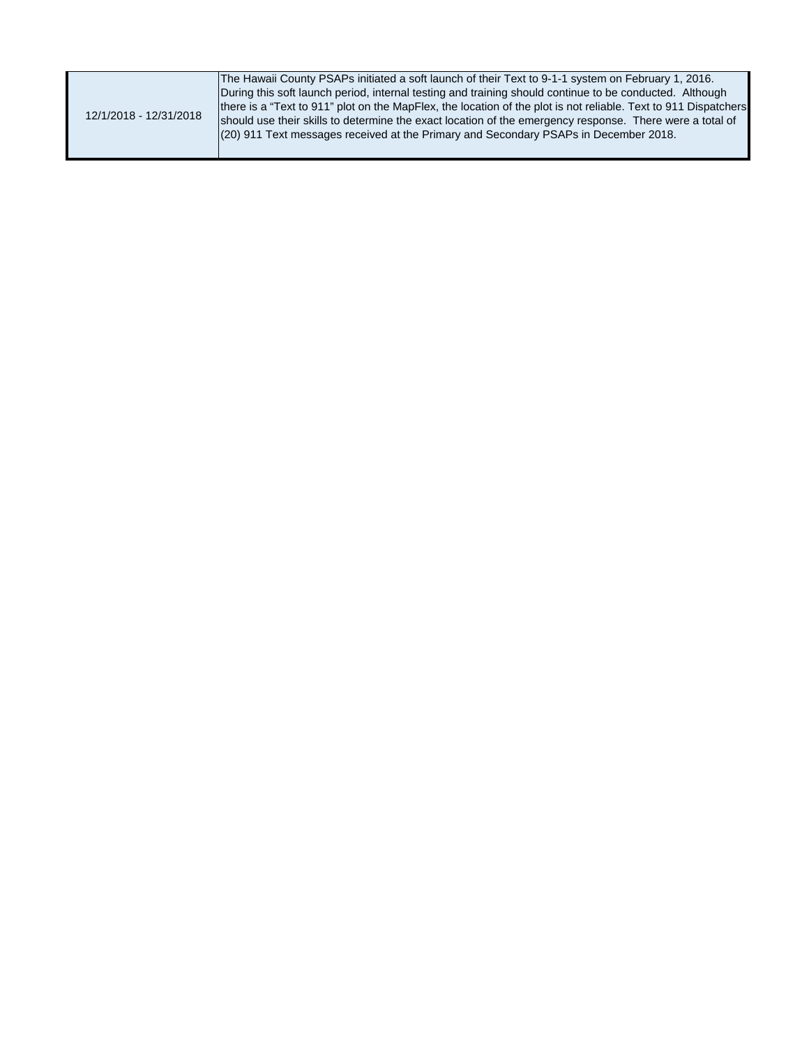| | |
|---|---|
| 12/1/2018 - 12/31/2018 | The Hawaii County PSAPs initiated a soft launch of their Text to 9-1-1 system on February 1, 2016. During this soft launch period, internal testing and training should continue to be conducted. Although there is a "Text to 911" plot on the MapFlex, the location of the plot is not reliable. Text to 911 Dispatchers should use their skills to determine the exact location of the emergency response. There were a total of (20) 911 Text messages received at the Primary and Secondary PSAPs in December 2018. |